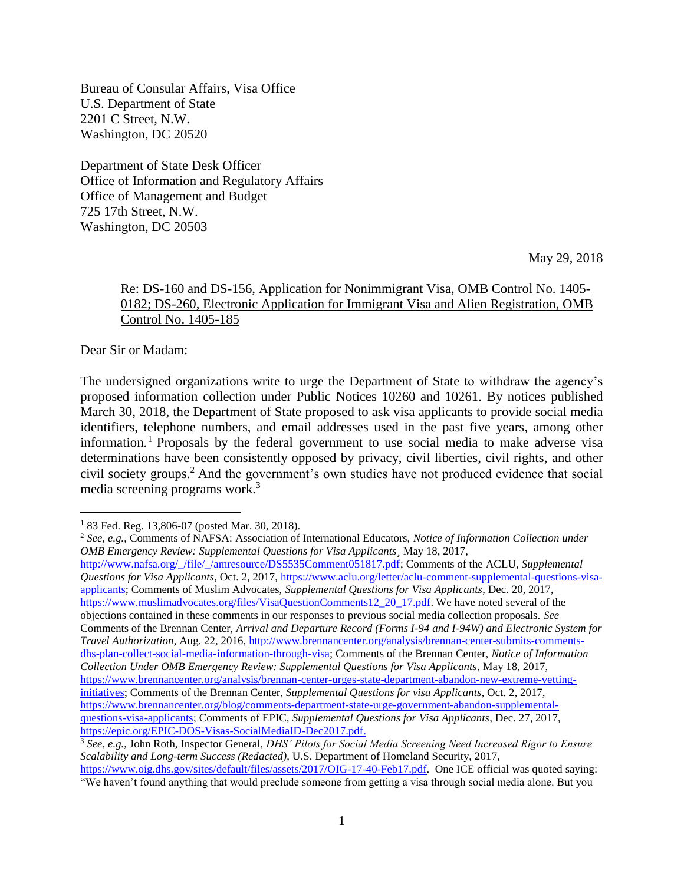Bureau of Consular Affairs, Visa Office
U.S. Department of State
2201 C Street, N.W.
Washington, DC 20520

Department of State Desk Officer
Office of Information and Regulatory Affairs
Office of Management and Budget
725 17th Street, N.W.
Washington, DC 20503

May 29, 2018

Re: <u>DS-160 and DS-156, Application for Nonimmigrant Visa, OMB Control No. 1405-0182; DS-260, Electronic Application for Immigrant Visa and Alien Registration, OMB Control No. 1405-185</u>

Dear Sir or Madam:

The undersigned organizations write to urge the Department of State to withdraw the agency's proposed information collection under Public Notices 10260 and 10261. By notices published March 30, 2018, the Department of State proposed to ask visa applicants to provide social media identifiers, telephone numbers, and email addresses used in the past five years, among other information.[1] Proposals by the federal government to use social media to make adverse visa determinations have been consistently opposed by privacy, civil liberties, civil rights, and other civil society groups.[2] And the government's own studies have not produced evidence that social media screening programs work.[3]

---

[1] 83 Fed. Reg. 13,806-07 (posted Mar. 30, 2018).

[2] *See, e.g.*, Comments of NAFSA: Association of International Educators, *Notice of Information Collection under OMB Emergency Review: Supplemental Questions for Visa Applicants*¸ May 18, 2017, http://www.nafsa.org/_/file/_/amresource/DS5535Comment051817.pdf; Comments of the ACLU, *Supplemental Questions for Visa Applicants*, Oct. 2, 2017, https://www.aclu.org/letter/aclu-comment-supplemental-questions-visa-applicants; Comments of Muslim Advocates, *Supplemental Questions for Visa Applicants*, Dec. 20, 2017, https://www.muslimadvocates.org/files/VisaQuestionComments12_20_17.pdf. We have noted several of the objections contained in these comments in our responses to previous social media collection proposals. *See* Comments of the Brennan Center, *Arrival and Departure Record (Forms I-94 and I-94W) and Electronic System for Travel Authorization*, Aug. 22, 2016, http://www.brennancenter.org/analysis/brennan-center-submits-comments-dhs-plan-collect-social-media-information-through-visa; Comments of the Brennan Center, *Notice of Information Collection Under OMB Emergency Review: Supplemental Questions for Visa Applicants*, May 18, 2017, https://www.brennancenter.org/analysis/brennan-center-urges-state-department-abandon-new-extreme-vetting-initiatives; Comments of the Brennan Center, *Supplemental Questions for visa Applicants*, Oct. 2, 2017, https://www.brennancenter.org/blog/comments-department-state-urge-government-abandon-supplemental-questions-visa-applicants; Comments of EPIC, *Supplemental Questions for Visa Applicants*, Dec. 27, 2017, https://epic.org/EPIC-DOS-Visas-SocialMediaID-Dec2017.pdf.

[3] *See, e.g.*, John Roth, Inspector General, *DHS' Pilots for Social Media Screening Need Increased Rigor to Ensure Scalability and Long-term Success (Redacted)*, U.S. Department of Homeland Security, 2017, https://www.oig.dhs.gov/sites/default/files/assets/2017/OIG-17-40-Feb17.pdf. One ICE official was quoted saying: "We haven't found anything that would preclude someone from getting a visa through social media alone. But you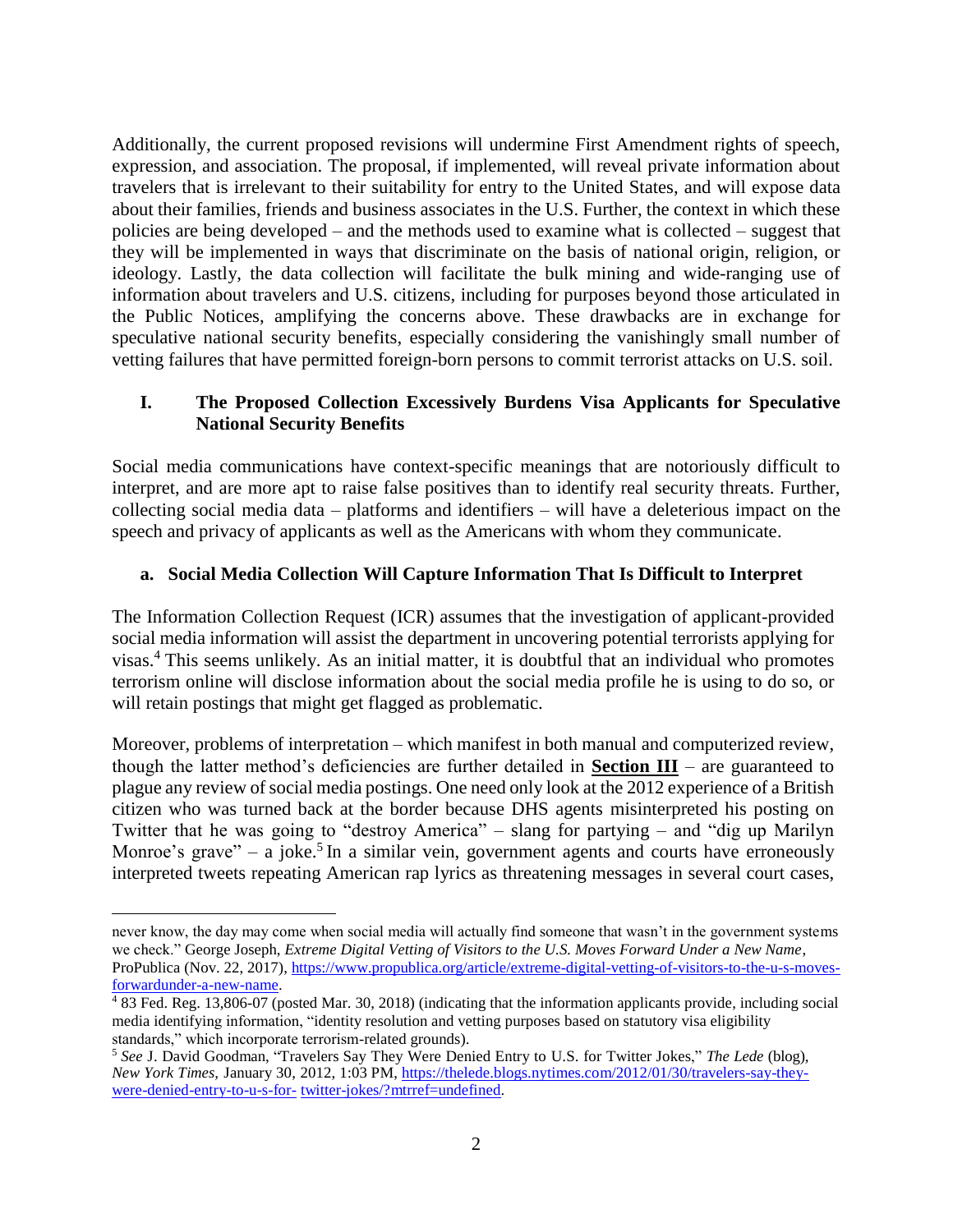Additionally, the current proposed revisions will undermine First Amendment rights of speech, expression, and association. The proposal, if implemented, will reveal private information about travelers that is irrelevant to their suitability for entry to the United States, and will expose data about their families, friends and business associates in the U.S. Further, the context in which these policies are being developed – and the methods used to examine what is collected – suggest that they will be implemented in ways that discriminate on the basis of national origin, religion, or ideology. Lastly, the data collection will facilitate the bulk mining and wide-ranging use of information about travelers and U.S. citizens, including for purposes beyond those articulated in the Public Notices, amplifying the concerns above. These drawbacks are in exchange for speculative national security benefits, especially considering the vanishingly small number of vetting failures that have permitted foreign-born persons to commit terrorist attacks on U.S. soil.

## I. The Proposed Collection Excessively Burdens Visa Applicants for Speculative National Security Benefits

Social media communications have context-specific meanings that are notoriously difficult to interpret, and are more apt to raise false positives than to identify real security threats. Further, collecting social media data – platforms and identifiers – will have a deleterious impact on the speech and privacy of applicants as well as the Americans with whom they communicate.

### a. Social Media Collection Will Capture Information That Is Difficult to Interpret

The Information Collection Request (ICR) assumes that the investigation of applicant-provided social media information will assist the department in uncovering potential terrorists applying for visas.[4] This seems unlikely. As an initial matter, it is doubtful that an individual who promotes terrorism online will disclose information about the social media profile he is using to do so, or will retain postings that might get flagged as problematic.

Moreover, problems of interpretation – which manifest in both manual and computerized review, though the latter method's deficiencies are further detailed in **Section III** – are guaranteed to plague any review of social media postings. One need only look at the 2012 experience of a British citizen who was turned back at the border because DHS agents misinterpreted his posting on Twitter that he was going to "destroy America" – slang for partying – and "dig up Marilyn Monroe's grave" – a joke.[5] In a similar vein, government agents and courts have erroneously interpreted tweets repeating American rap lyrics as threatening messages in several court cases,

---

never know, the day may come when social media will actually find someone that wasn't in the government systems we check." George Joseph, *Extreme Digital Vetting of Visitors to the U.S. Moves Forward Under a New Name*, ProPublica (Nov. 22, 2017), https://www.propublica.org/article/extreme-digital-vetting-of-visitors-to-the-u-s-moves-forwardunder-a-new-name.

[4] 83 Fed. Reg. 13,806-07 (posted Mar. 30, 2018) (indicating that the information applicants provide, including social media identifying information, "identity resolution and vetting purposes based on statutory visa eligibility standards," which incorporate terrorism-related grounds).

[5] *See* J. David Goodman, "Travelers Say They Were Denied Entry to U.S. for Twitter Jokes," *The Lede* (blog), *New York Times,* January 30, 2012, 1:03 PM, https://thelede.blogs.nytimes.com/2012/01/30/travelers-say-they-were-denied-entry-to-u-s-for- twitter-jokes/?mtrref=undefined.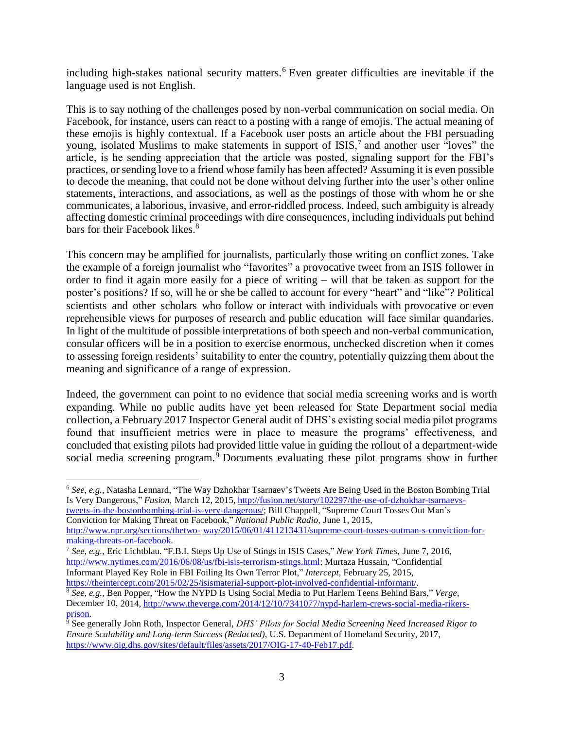including high-stakes national security matters.[6] Even greater difficulties are inevitable if the language used is not English.

This is to say nothing of the challenges posed by non-verbal communication on social media. On Facebook, for instance, users can react to a posting with a range of emojis. The actual meaning of these emojis is highly contextual. If a Facebook user posts an article about the FBI persuading young, isolated Muslims to make statements in support of ISIS,[7] and another user "loves" the article, is he sending appreciation that the article was posted, signaling support for the FBI's practices, or sending love to a friend whose family has been affected? Assuming it is even possible to decode the meaning, that could not be done without delving further into the user's other online statements, interactions, and associations, as well as the postings of those with whom he or she communicates, a laborious, invasive, and error-riddled process. Indeed, such ambiguity is already affecting domestic criminal proceedings with dire consequences, including individuals put behind bars for their Facebook likes.[8]

This concern may be amplified for journalists, particularly those writing on conflict zones. Take the example of a foreign journalist who "favorites" a provocative tweet from an ISIS follower in order to find it again more easily for a piece of writing – will that be taken as support for the poster's positions? If so, will he or she be called to account for every "heart" and "like"? Political scientists and other scholars who follow or interact with individuals with provocative or even reprehensible views for purposes of research and public education will face similar quandaries. In light of the multitude of possible interpretations of both speech and non-verbal communication, consular officers will be in a position to exercise enormous, unchecked discretion when it comes to assessing foreign residents' suitability to enter the country, potentially quizzing them about the meaning and significance of a range of expression.

Indeed, the government can point to no evidence that social media screening works and is worth expanding. While no public audits have yet been released for State Department social media collection, a February 2017 Inspector General audit of DHS's existing social media pilot programs found that insufficient metrics were in place to measure the programs' effectiveness, and concluded that existing pilots had provided little value in guiding the rollout of a department-wide social media screening program.[9] Documents evaluating these pilot programs show in further

---

[6] *See, e.g.*, Natasha Lennard, "The Way Dzhokhar Tsarnaev's Tweets Are Being Used in the Boston Bombing Trial Is Very Dangerous," *Fusion,* March 12, 2015, http://fusion.net/story/102297/the-use-of-dzhokhar-tsarnaevs-tweets-in-the-bostonbombing-trial-is-very-dangerous/; Bill Chappell, "Supreme Court Tosses Out Man's Conviction for Making Threat on Facebook," *National Public Radio,* June 1, 2015, http://www.npr.org/sections/thetwo- way/2015/06/01/411213431/supreme-court-tosses-outman-s-conviction-for-making-threats-on-facebook.

[7] *See, e.g.*, Eric Lichtblau. "F.B.I. Steps Up Use of Stings in ISIS Cases," *New York Times,* June 7, 2016, http://www.nytimes.com/2016/06/08/us/fbi-isis-terrorism-stings.html; Murtaza Hussain, "Confidential Informant Played Key Role in FBI Foiling Its Own Terror Plot," *Intercept*, February 25, 2015, https://theintercept.com/2015/02/25/isismaterial-support-plot-involved-confidential-informant/.

[8] *See, e.g.*, Ben Popper, "How the NYPD Is Using Social Media to Put Harlem Teens Behind Bars," *Verge,* December 10, 2014, http://www.theverge.com/2014/12/10/7341077/nypd-harlem-crews-social-media-rikers-prison.

[9] See generally John Roth, Inspector General, *DHS' Pilots for Social Media Screening Need Increased Rigor to Ensure Scalability and Long-term Success (Redacted)*, U.S. Department of Homeland Security, 2017, https://www.oig.dhs.gov/sites/default/files/assets/2017/OIG-17-40-Feb17.pdf.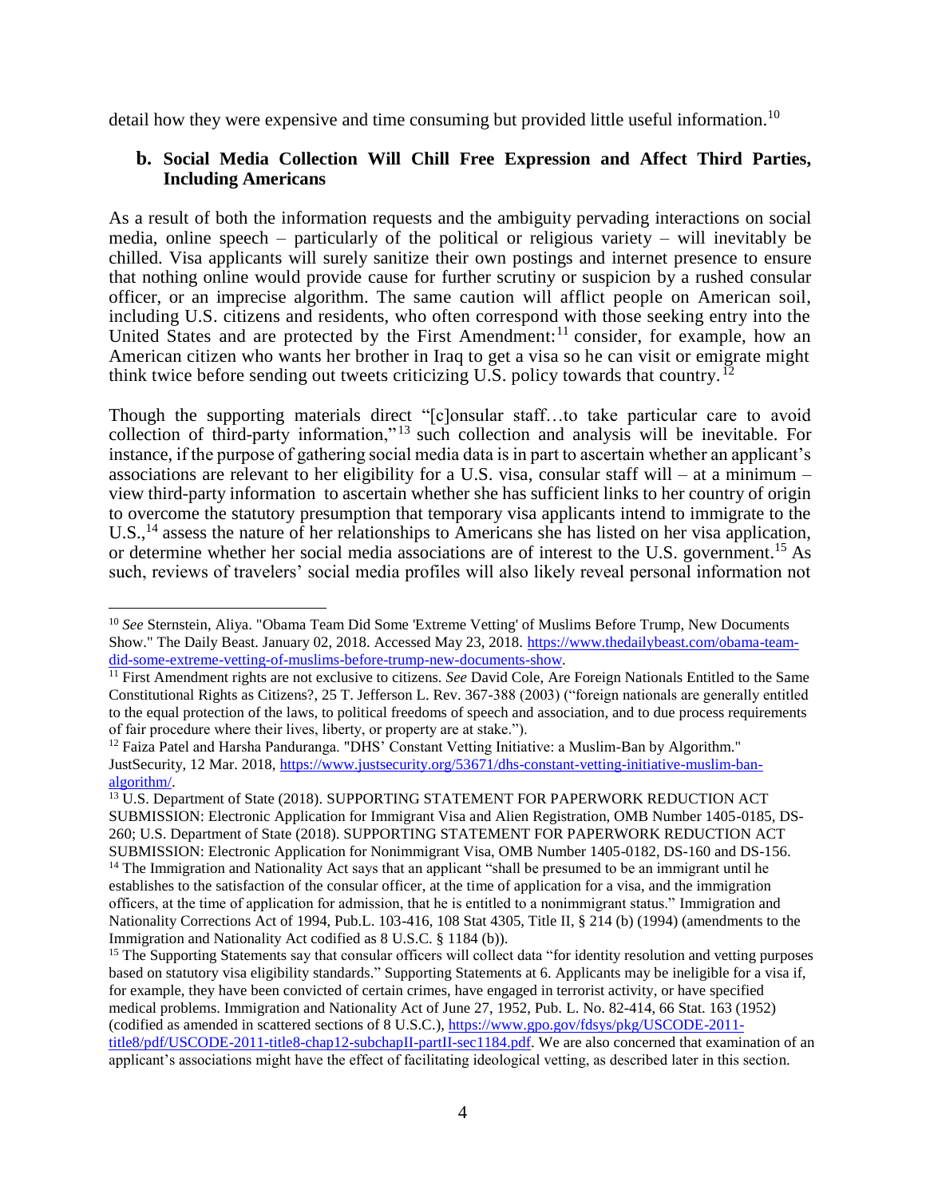detail how they were expensive and time consuming but provided little useful information.[10]

### b. Social Media Collection Will Chill Free Expression and Affect Third Parties, Including Americans

As a result of both the information requests and the ambiguity pervading interactions on social media, online speech – particularly of the political or religious variety – will inevitably be chilled. Visa applicants will surely sanitize their own postings and internet presence to ensure that nothing online would provide cause for further scrutiny or suspicion by a rushed consular officer, or an imprecise algorithm. The same caution will afflict people on American soil, including U.S. citizens and residents, who often correspond with those seeking entry into the United States and are protected by the First Amendment:[11] consider, for example, how an American citizen who wants her brother in Iraq to get a visa so he can visit or emigrate might think twice before sending out tweets criticizing U.S. policy towards that country.[12]

Though the supporting materials direct "[c]onsular staff…to take particular care to avoid collection of third-party information,"[13] such collection and analysis will be inevitable. For instance, if the purpose of gathering social media data is in part to ascertain whether an applicant's associations are relevant to her eligibility for a U.S. visa, consular staff will – at a minimum – view third-party information to ascertain whether she has sufficient links to her country of origin to overcome the statutory presumption that temporary visa applicants intend to immigrate to the U.S.,[14] assess the nature of her relationships to Americans she has listed on her visa application, or determine whether her social media associations are of interest to the U.S. government.[15] As such, reviews of travelers' social media profiles will also likely reveal personal information not

---

[10] *See* Sternstein, Aliya. "Obama Team Did Some 'Extreme Vetting' of Muslims Before Trump, New Documents Show." The Daily Beast. January 02, 2018. Accessed May 23, 2018. https://www.thedailybeast.com/obama-team-did-some-extreme-vetting-of-muslims-before-trump-new-documents-show.

[11] First Amendment rights are not exclusive to citizens. *See* David Cole, Are Foreign Nationals Entitled to the Same Constitutional Rights as Citizens?, 25 T. Jefferson L. Rev. 367-388 (2003) ("foreign nationals are generally entitled to the equal protection of the laws, to political freedoms of speech and association, and to due process requirements of fair procedure where their lives, liberty, or property are at stake.").

[12] Faiza Patel and Harsha Panduranga. "DHS' Constant Vetting Initiative: a Muslim-Ban by Algorithm." JustSecurity, 12 Mar. 2018, https://www.justsecurity.org/53671/dhs-constant-vetting-initiative-muslim-ban-algorithm/.

[13] U.S. Department of State (2018). SUPPORTING STATEMENT FOR PAPERWORK REDUCTION ACT SUBMISSION: Electronic Application for Immigrant Visa and Alien Registration, OMB Number 1405-0185, DS-260; U.S. Department of State (2018). SUPPORTING STATEMENT FOR PAPERWORK REDUCTION ACT SUBMISSION: Electronic Application for Nonimmigrant Visa, OMB Number 1405-0182, DS-160 and DS-156.

[14] The Immigration and Nationality Act says that an applicant "shall be presumed to be an immigrant until he establishes to the satisfaction of the consular officer, at the time of application for a visa, and the immigration officers, at the time of application for admission, that he is entitled to a nonimmigrant status." Immigration and Nationality Corrections Act of 1994, Pub.L. 103-416, 108 Stat 4305, Title II, § 214 (b) (1994) (amendments to the Immigration and Nationality Act codified as 8 U.S.C. § 1184 (b)).

[15] The Supporting Statements say that consular officers will collect data "for identity resolution and vetting purposes based on statutory visa eligibility standards." Supporting Statements at 6. Applicants may be ineligible for a visa if, for example, they have been convicted of certain crimes, have engaged in terrorist activity, or have specified medical problems. Immigration and Nationality Act of June 27, 1952, Pub. L. No. 82-414, 66 Stat. 163 (1952) (codified as amended in scattered sections of 8 U.S.C.), https://www.gpo.gov/fdsys/pkg/USCODE-2011-title8/pdf/USCODE-2011-title8-chap12-subchapII-partII-sec1184.pdf. We are also concerned that examination of an applicant's associations might have the effect of facilitating ideological vetting, as described later in this section.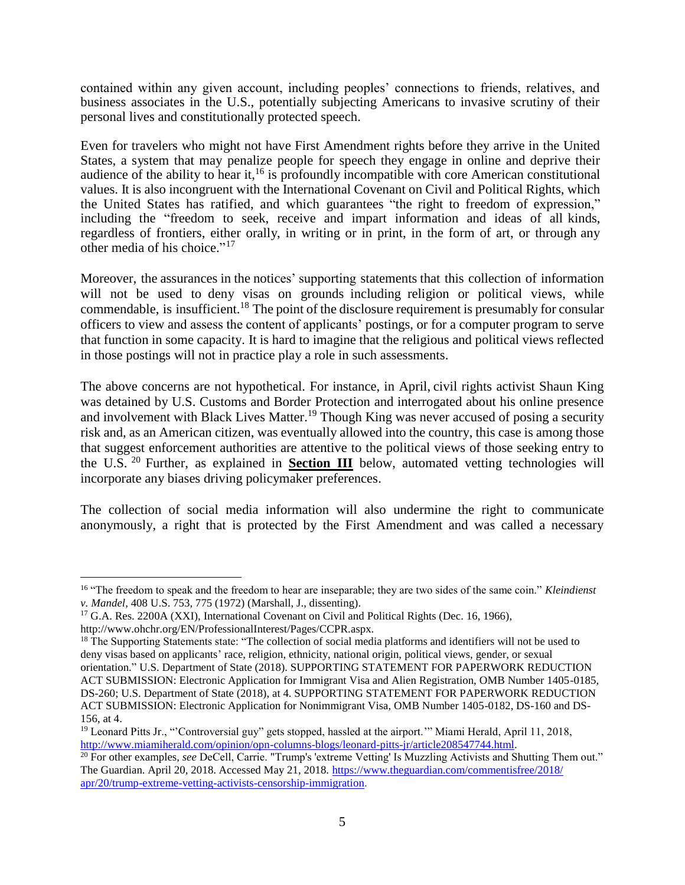contained within any given account, including peoples' connections to friends, relatives, and business associates in the U.S., potentially subjecting Americans to invasive scrutiny of their personal lives and constitutionally protected speech.

Even for travelers who might not have First Amendment rights before they arrive in the United States, a system that may penalize people for speech they engage in online and deprive their audience of the ability to hear it,[16] is profoundly incompatible with core American constitutional values. It is also incongruent with the International Covenant on Civil and Political Rights, which the United States has ratified, and which guarantees "the right to freedom of expression," including the "freedom to seek, receive and impart information and ideas of all kinds, regardless of frontiers, either orally, in writing or in print, in the form of art, or through any other media of his choice."[17]

Moreover, the assurances in the notices' supporting statements that this collection of information will not be used to deny visas on grounds including religion or political views, while commendable, is insufficient.[18] The point of the disclosure requirement is presumably for consular officers to view and assess the content of applicants' postings, or for a computer program to serve that function in some capacity. It is hard to imagine that the religious and political views reflected in those postings will not in practice play a role in such assessments.

The above concerns are not hypothetical. For instance, in April, civil rights activist Shaun King was detained by U.S. Customs and Border Protection and interrogated about his online presence and involvement with Black Lives Matter.[19] Though King was never accused of posing a security risk and, as an American citizen, was eventually allowed into the country, this case is among those that suggest enforcement authorities are attentive to the political views of those seeking entry to the U.S.[20] Further, as explained in **Section III** below, automated vetting technologies will incorporate any biases driving policymaker preferences.

The collection of social media information will also undermine the right to communicate anonymously, a right that is protected by the First Amendment and was called a necessary

---

[16] "The freedom to speak and the freedom to hear are inseparable; they are two sides of the same coin." *Kleindienst v. Mandel*, 408 U.S. 753, 775 (1972) (Marshall, J., dissenting).

[17] G.A. Res. 2200A (XXI), International Covenant on Civil and Political Rights (Dec. 16, 1966), http://www.ohchr.org/EN/ProfessionalInterest/Pages/CCPR.aspx.

[18] The Supporting Statements state: "The collection of social media platforms and identifiers will not be used to deny visas based on applicants' race, religion, ethnicity, national origin, political views, gender, or sexual orientation." U.S. Department of State (2018). SUPPORTING STATEMENT FOR PAPERWORK REDUCTION ACT SUBMISSION: Electronic Application for Immigrant Visa and Alien Registration, OMB Number 1405-0185, DS-260; U.S. Department of State (2018), at 4. SUPPORTING STATEMENT FOR PAPERWORK REDUCTION ACT SUBMISSION: Electronic Application for Nonimmigrant Visa, OMB Number 1405-0182, DS-160 and DS-156, at 4.

[19] Leonard Pitts Jr., "'Controversial guy" gets stopped, hassled at the airport.'" Miami Herald, April 11, 2018, http://www.miamiherald.com/opinion/opn-columns-blogs/leonard-pitts-jr/article208547744.html.

[20] For other examples, *see* DeCell, Carrie. "Trump's 'extreme Vetting' Is Muzzling Activists and Shutting Them out." The Guardian. April 20, 2018. Accessed May 21, 2018. https://www.theguardian.com/commentisfree/2018/apr/20/trump-extreme-vetting-activists-censorship-immigration.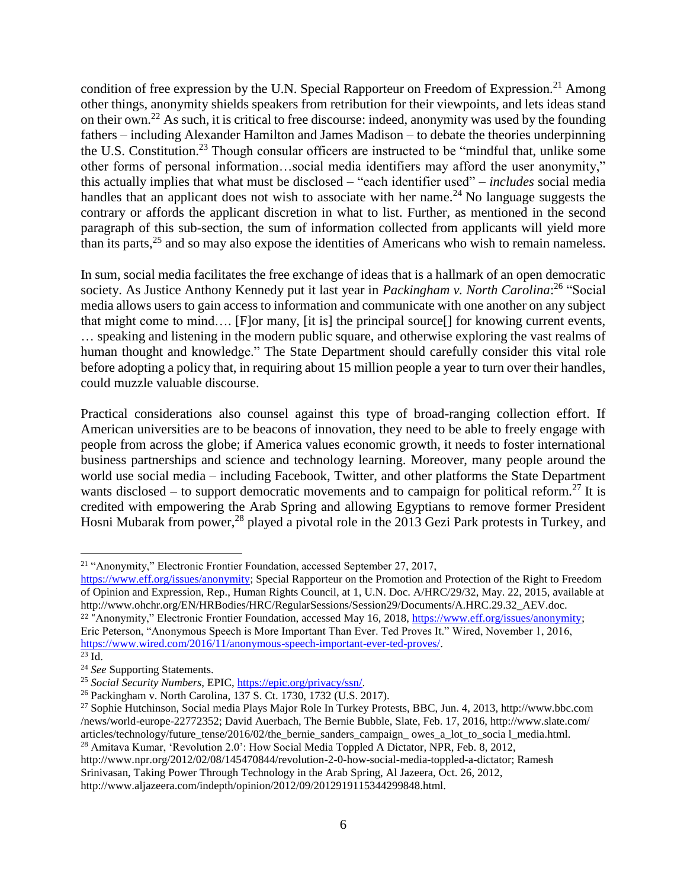condition of free expression by the U.N. Special Rapporteur on Freedom of Expression.[21] Among other things, anonymity shields speakers from retribution for their viewpoints, and lets ideas stand on their own.[22] As such, it is critical to free discourse: indeed, anonymity was used by the founding fathers – including Alexander Hamilton and James Madison – to debate the theories underpinning the U.S. Constitution.[23] Though consular officers are instructed to be "mindful that, unlike some other forms of personal information…social media identifiers may afford the user anonymity," this actually implies that what must be disclosed – "each identifier used" – *includes* social media handles that an applicant does not wish to associate with her name.[24] No language suggests the contrary or affords the applicant discretion in what to list. Further, as mentioned in the second paragraph of this sub-section, the sum of information collected from applicants will yield more than its parts,[25] and so may also expose the identities of Americans who wish to remain nameless.

In sum, social media facilitates the free exchange of ideas that is a hallmark of an open democratic society. As Justice Anthony Kennedy put it last year in *Packingham v. North Carolina*:[26] "Social media allows users to gain access to information and communicate with one another on any subject that might come to mind…. [F]or many, [it is] the principal source[] for knowing current events, … speaking and listening in the modern public square, and otherwise exploring the vast realms of human thought and knowledge." The State Department should carefully consider this vital role before adopting a policy that, in requiring about 15 million people a year to turn over their handles, could muzzle valuable discourse.

Practical considerations also counsel against this type of broad-ranging collection effort. If American universities are to be beacons of innovation, they need to be able to freely engage with people from across the globe; if America values economic growth, it needs to foster international business partnerships and science and technology learning. Moreover, many people around the world use social media – including Facebook, Twitter, and other platforms the State Department wants disclosed – to support democratic movements and to campaign for political reform.[27] It is credited with empowering the Arab Spring and allowing Egyptians to remove former President Hosni Mubarak from power,[28] played a pivotal role in the 2013 Gezi Park protests in Turkey, and

---

[21] "Anonymity," Electronic Frontier Foundation, accessed September 27, 2017, https://www.eff.org/issues/anonymity; Special Rapporteur on the Promotion and Protection of the Right to Freedom of Opinion and Expression, Rep., Human Rights Council, at 1, U.N. Doc. A/HRC/29/32, May. 22, 2015, available at http://www.ohchr.org/EN/HRBodies/HRC/RegularSessions/Session29/Documents/A.HRC.29.32_AEV.doc.

[22] "Anonymity," Electronic Frontier Foundation, accessed May 16, 2018, https://www.eff.org/issues/anonymity; Eric Peterson, "Anonymous Speech is More Important Than Ever. Ted Proves It." Wired, November 1, 2016, https://www.wired.com/2016/11/anonymous-speech-important-ever-ted-proves/.

[23] Id.

[24] *See* Supporting Statements.

[25] *Social Security Numbers*, EPIC, https://epic.org/privacy/ssn/.

[26] Packingham v. North Carolina, 137 S. Ct. 1730, 1732 (U.S. 2017).

[27] Sophie Hutchinson, Social media Plays Major Role In Turkey Protests, BBC, Jun. 4, 2013, http://www.bbc.com /news/world-europe-22772352; David Auerbach, The Bernie Bubble, Slate, Feb. 17, 2016, http://www.slate.com/ articles/technology/future_tense/2016/02/the_bernie_sanders_campaign_ owes_a_lot_to_socia l_media.html.

[28] Amitava Kumar, 'Revolution 2.0': How Social Media Toppled A Dictator, NPR, Feb. 8, 2012, http://www.npr.org/2012/02/08/145470844/revolution-2-0-how-social-media-toppled-a-dictator; Ramesh Srinivasan, Taking Power Through Technology in the Arab Spring, Al Jazeera, Oct. 26, 2012, http://www.aljazeera.com/indepth/opinion/2012/09/2012919115344299848.html.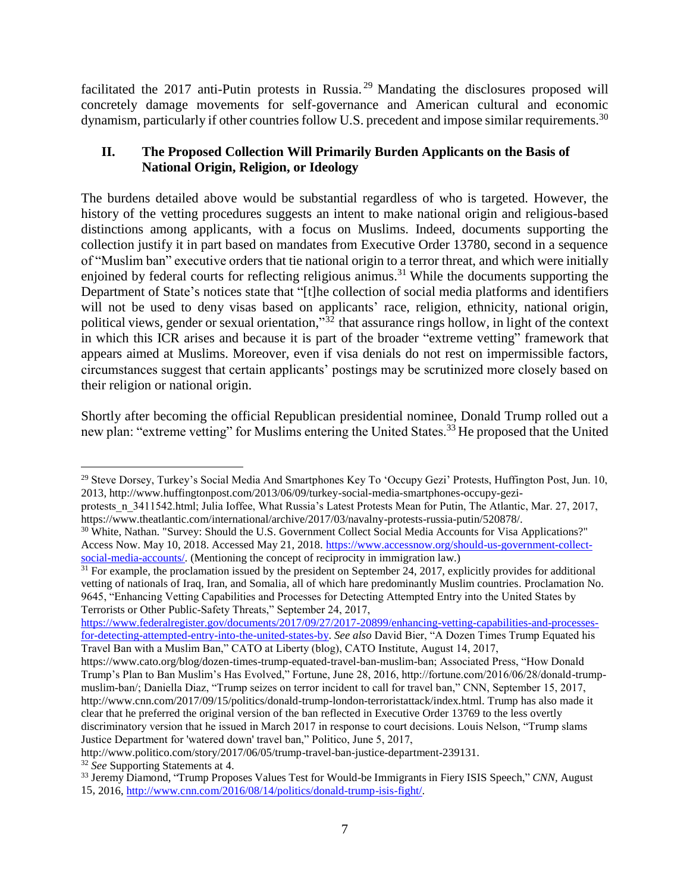facilitated the 2017 anti-Putin protests in Russia.[29] Mandating the disclosures proposed will concretely damage movements for self-governance and American cultural and economic dynamism, particularly if other countries follow U.S. precedent and impose similar requirements.[30]

## II. The Proposed Collection Will Primarily Burden Applicants on the Basis of National Origin, Religion, or Ideology

The burdens detailed above would be substantial regardless of who is targeted. However, the history of the vetting procedures suggests an intent to make national origin and religious-based distinctions among applicants, with a focus on Muslims. Indeed, documents supporting the collection justify it in part based on mandates from Executive Order 13780, second in a sequence of "Muslim ban" executive orders that tie national origin to a terror threat, and which were initially enjoined by federal courts for reflecting religious animus.[31] While the documents supporting the Department of State's notices state that "[t]he collection of social media platforms and identifiers will not be used to deny visas based on applicants' race, religion, ethnicity, national origin, political views, gender or sexual orientation,"[32] that assurance rings hollow, in light of the context in which this ICR arises and because it is part of the broader "extreme vetting" framework that appears aimed at Muslims. Moreover, even if visa denials do not rest on impermissible factors, circumstances suggest that certain applicants' postings may be scrutinized more closely based on their religion or national origin.

Shortly after becoming the official Republican presidential nominee, Donald Trump rolled out a new plan: "extreme vetting" for Muslims entering the United States.[33] He proposed that the United

---

[29] Steve Dorsey, Turkey's Social Media And Smartphones Key To 'Occupy Gezi' Protests, Huffington Post, Jun. 10, 2013, http://www.huffingtonpost.com/2013/06/09/turkey-social-media-smartphones-occupy-gezi-protests_n_3411542.html; Julia Ioffee, What Russia's Latest Protests Mean for Putin, The Atlantic, Mar. 27, 2017, https://www.theatlantic.com/international/archive/2017/03/navalny-protests-russia-putin/520878/.

[30] White, Nathan. "Survey: Should the U.S. Government Collect Social Media Accounts for Visa Applications?" Access Now. May 10, 2018. Accessed May 21, 2018. https://www.accessnow.org/should-us-government-collect-social-media-accounts/. (Mentioning the concept of reciprocity in immigration law.)

[31] For example, the proclamation issued by the president on September 24, 2017, explicitly provides for additional vetting of nationals of Iraq, Iran, and Somalia, all of which hare predominantly Muslim countries. Proclamation No. 9645, "Enhancing Vetting Capabilities and Processes for Detecting Attempted Entry into the United States by Terrorists or Other Public-Safety Threats," September 24, 2017, https://www.federalregister.gov/documents/2017/09/27/2017-20899/enhancing-vetting-capabilities-and-processes-for-detecting-attempted-entry-into-the-united-states-by. *See also* David Bier, "A Dozen Times Trump Equated his Travel Ban with a Muslim Ban," CATO at Liberty (blog), CATO Institute, August 14, 2017, https://www.cato.org/blog/dozen-times-trump-equated-travel-ban-muslim-ban; Associated Press, "How Donald Trump's Plan to Ban Muslim's Has Evolved," Fortune, June 28, 2016, http://fortune.com/2016/06/28/donald-trump-muslim-ban/; Daniella Diaz, "Trump seizes on terror incident to call for travel ban," CNN, September 15, 2017, http://www.cnn.com/2017/09/15/politics/donald-trump-london-terroristattack/index.html. Trump has also made it clear that he preferred the original version of the ban reflected in Executive Order 13769 to the less overtly discriminatory version that he issued in March 2017 in response to court decisions. Louis Nelson, "Trump slams Justice Department for 'watered down' travel ban," Politico, June 5, 2017, http://www.politico.com/story/2017/06/05/trump-travel-ban-justice-department-239131.

[32] *See* Supporting Statements at 4.

[33] Jeremy Diamond, "Trump Proposes Values Test for Would-be Immigrants in Fiery ISIS Speech," *CNN*, August 15, 2016, http://www.cnn.com/2016/08/14/politics/donald-trump-isis-fight/.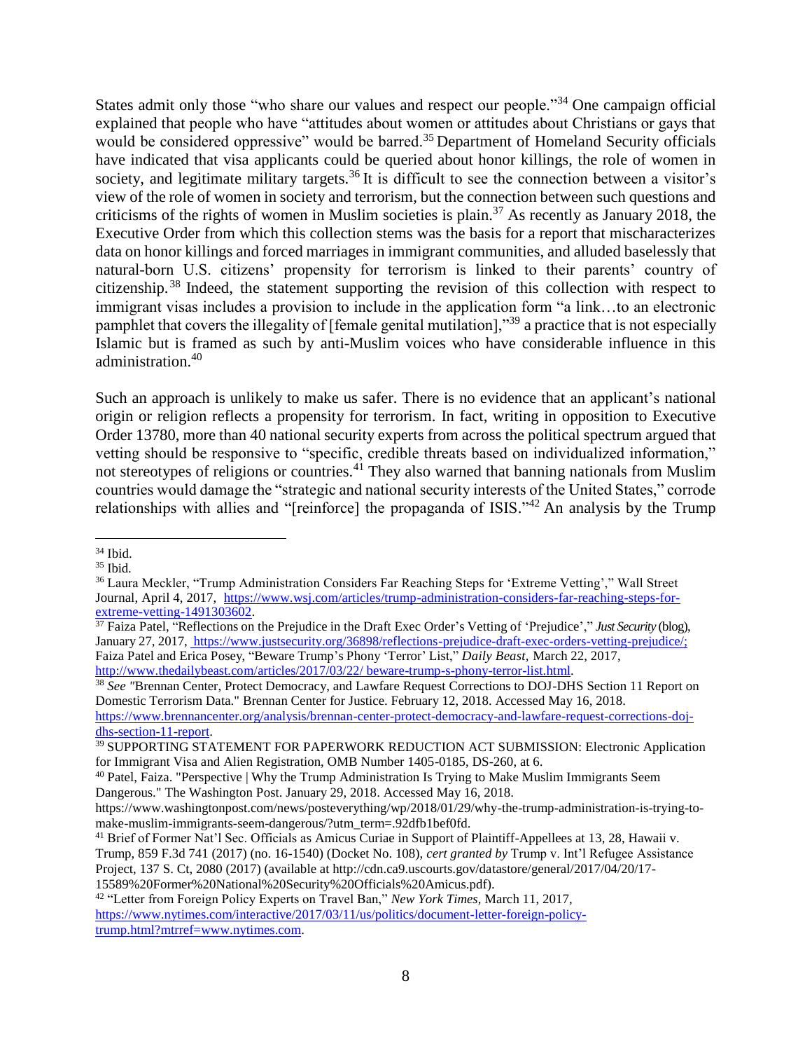States admit only those "who share our values and respect our people."[34] One campaign official explained that people who have "attitudes about women or attitudes about Christians or gays that would be considered oppressive" would be barred.[35] Department of Homeland Security officials have indicated that visa applicants could be queried about honor killings, the role of women in society, and legitimate military targets.[36] It is difficult to see the connection between a visitor's view of the role of women in society and terrorism, but the connection between such questions and criticisms of the rights of women in Muslim societies is plain.[37] As recently as January 2018, the Executive Order from which this collection stems was the basis for a report that mischaracterizes data on honor killings and forced marriages in immigrant communities, and alluded baselessly that natural-born U.S. citizens' propensity for terrorism is linked to their parents' country of citizenship.[38] Indeed, the statement supporting the revision of this collection with respect to immigrant visas includes a provision to include in the application form "a link…to an electronic pamphlet that covers the illegality of [female genital mutilation],"[39] a practice that is not especially Islamic but is framed as such by anti-Muslim voices who have considerable influence in this administration.[40]

Such an approach is unlikely to make us safer. There is no evidence that an applicant's national origin or religion reflects a propensity for terrorism. In fact, writing in opposition to Executive Order 13780, more than 40 national security experts from across the political spectrum argued that vetting should be responsive to "specific, credible threats based on individualized information," not stereotypes of religions or countries.[41] They also warned that banning nationals from Muslim countries would damage the "strategic and national security interests of the United States," corrode relationships with allies and "[reinforce] the propaganda of ISIS."[42] An analysis by the Trump

---

[34] Ibid.

[35] Ibid.

[36] Laura Meckler, "Trump Administration Considers Far Reaching Steps for 'Extreme Vetting'," Wall Street Journal, April 4, 2017, https://www.wsj.com/articles/trump-administration-considers-far-reaching-steps-for-extreme-vetting-1491303602.

[37] Faiza Patel, "Reflections on the Prejudice in the Draft Exec Order's Vetting of 'Prejudice'," *Just Security* (blog), January 27, 2017, https://www.justsecurity.org/36898/reflections-prejudice-draft-exec-orders-vetting-prejudice/; Faiza Patel and Erica Posey, "Beware Trump's Phony 'Terror' List," *Daily Beast*, March 22, 2017, http://www.thedailybeast.com/articles/2017/03/22/ beware-trump-s-phony-terror-list.html.

[38] *See* "Brennan Center, Protect Democracy, and Lawfare Request Corrections to DOJ-DHS Section 11 Report on Domestic Terrorism Data." Brennan Center for Justice. February 12, 2018. Accessed May 16, 2018. https://www.brennancenter.org/analysis/brennan-center-protect-democracy-and-lawfare-request-corrections-doj-dhs-section-11-report.

[39] SUPPORTING STATEMENT FOR PAPERWORK REDUCTION ACT SUBMISSION: Electronic Application for Immigrant Visa and Alien Registration, OMB Number 1405-0185, DS-260, at 6.

[40] Patel, Faiza. "Perspective | Why the Trump Administration Is Trying to Make Muslim Immigrants Seem Dangerous." The Washington Post. January 29, 2018. Accessed May 16, 2018. https://www.washingtonpost.com/news/posteverything/wp/2018/01/29/why-the-trump-administration-is-trying-to-make-muslim-immigrants-seem-dangerous/?utm_term=.92dfb1bef0fd.

[41] Brief of Former Nat'l Sec. Officials as Amicus Curiae in Support of Plaintiff-Appellees at 13, 28, Hawaii v. Trump, 859 F.3d 741 (2017) (no. 16-1540) (Docket No. 108), *cert granted by* Trump v. Int'l Refugee Assistance Project, 137 S. Ct, 2080 (2017) (available at http://cdn.ca9.uscourts.gov/datastore/general/2017/04/20/17-15589%20Former%20National%20Security%20Officials%20Amicus.pdf).

[42] "Letter from Foreign Policy Experts on Travel Ban," *New York Times*, March 11, 2017, https://www.nytimes.com/interactive/2017/03/11/us/politics/document-letter-foreign-policy-trump.html?mtrref=www.nytimes.com.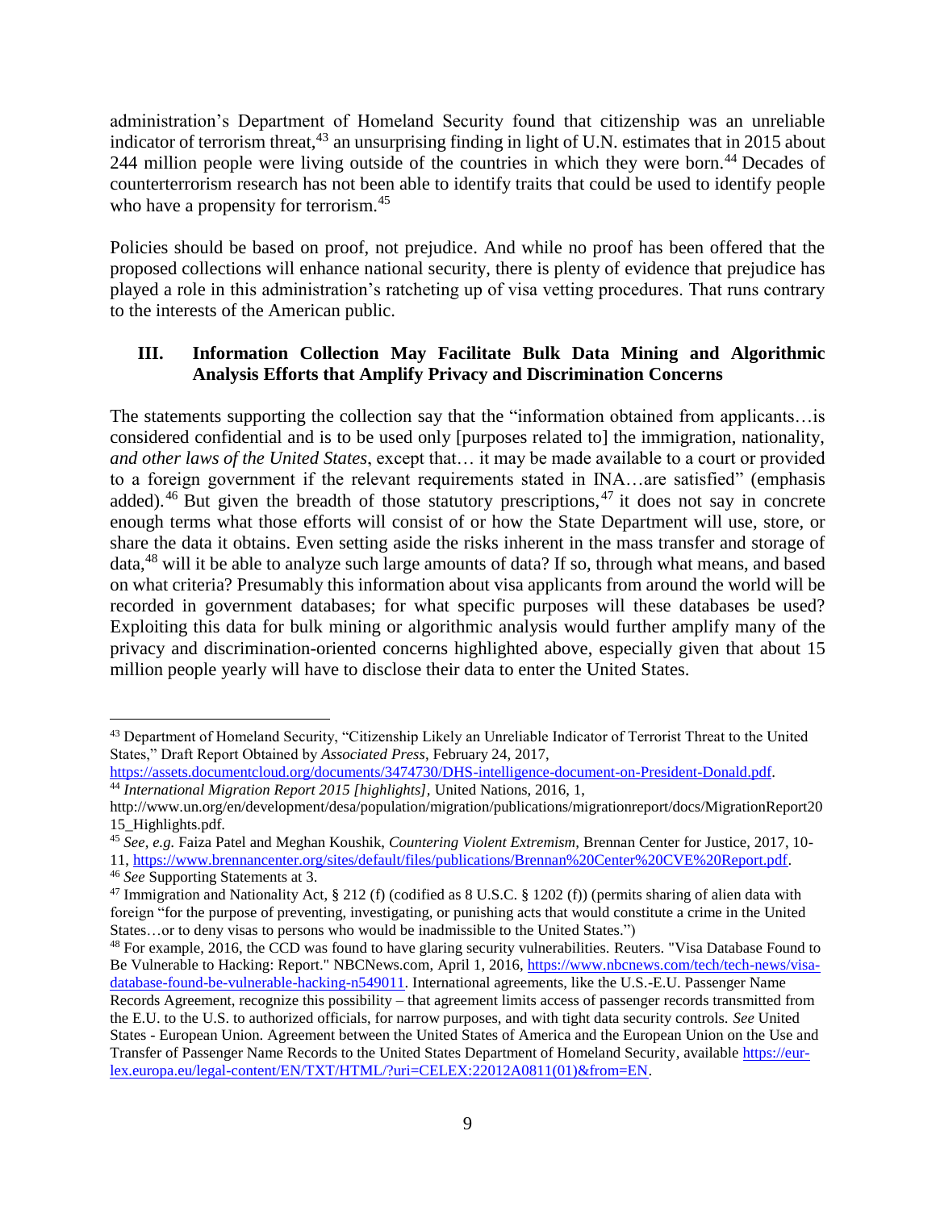administration's Department of Homeland Security found that citizenship was an unreliable indicator of terrorism threat,[43] an unsurprising finding in light of U.N. estimates that in 2015 about 244 million people were living outside of the countries in which they were born.[44] Decades of counterterrorism research has not been able to identify traits that could be used to identify people who have a propensity for terrorism.[45]

Policies should be based on proof, not prejudice. And while no proof has been offered that the proposed collections will enhance national security, there is plenty of evidence that prejudice has played a role in this administration's ratcheting up of visa vetting procedures. That runs contrary to the interests of the American public.

## III. Information Collection May Facilitate Bulk Data Mining and Algorithmic Analysis Efforts that Amplify Privacy and Discrimination Concerns

The statements supporting the collection say that the "information obtained from applicants…is considered confidential and is to be used only [purposes related to] the immigration, nationality, *and other laws of the United States*, except that… it may be made available to a court or provided to a foreign government if the relevant requirements stated in INA…are satisfied" (emphasis added).[46] But given the breadth of those statutory prescriptions,[47] it does not say in concrete enough terms what those efforts will consist of or how the State Department will use, store, or share the data it obtains. Even setting aside the risks inherent in the mass transfer and storage of data,[48] will it be able to analyze such large amounts of data? If so, through what means, and based on what criteria? Presumably this information about visa applicants from around the world will be recorded in government databases; for what specific purposes will these databases be used? Exploiting this data for bulk mining or algorithmic analysis would further amplify many of the privacy and discrimination-oriented concerns highlighted above, especially given that about 15 million people yearly will have to disclose their data to enter the United States.

---

[43] Department of Homeland Security, "Citizenship Likely an Unreliable Indicator of Terrorist Threat to the United States," Draft Report Obtained by *Associated Press*, February 24, 2017, https://assets.documentcloud.org/documents/3474730/DHS-intelligence-document-on-President-Donald.pdf.

[44] *International Migration Report 2015 [highlights]*, United Nations, 2016, 1, http://www.un.org/en/development/desa/population/migration/publications/migrationreport/docs/MigrationReport2015_Highlights.pdf.

[45] *See, e.g.* Faiza Patel and Meghan Koushik, *Countering Violent Extremism*, Brennan Center for Justice, 2017, 10-11, https://www.brennancenter.org/sites/default/files/publications/Brennan%20Center%20CVE%20Report.pdf.

[46] *See* Supporting Statements at 3.

[47] Immigration and Nationality Act, § 212 (f) (codified as 8 U.S.C. § 1202 (f)) (permits sharing of alien data with foreign "for the purpose of preventing, investigating, or punishing acts that would constitute a crime in the United States…or to deny visas to persons who would be inadmissible to the United States.")

[48] For example, 2016, the CCD was found to have glaring security vulnerabilities. Reuters. "Visa Database Found to Be Vulnerable to Hacking: Report." NBCNews.com, April 1, 2016, https://www.nbcnews.com/tech/tech-news/visa-database-found-be-vulnerable-hacking-n549011. International agreements, like the U.S.-E.U. Passenger Name Records Agreement, recognize this possibility – that agreement limits access of passenger records transmitted from the E.U. to the U.S. to authorized officials, for narrow purposes, and with tight data security controls. *See* United States - European Union. Agreement between the United States of America and the European Union on the Use and Transfer of Passenger Name Records to the United States Department of Homeland Security, available https://eur-lex.europa.eu/legal-content/EN/TXT/HTML/?uri=CELEX:22012A0811(01)&from=EN.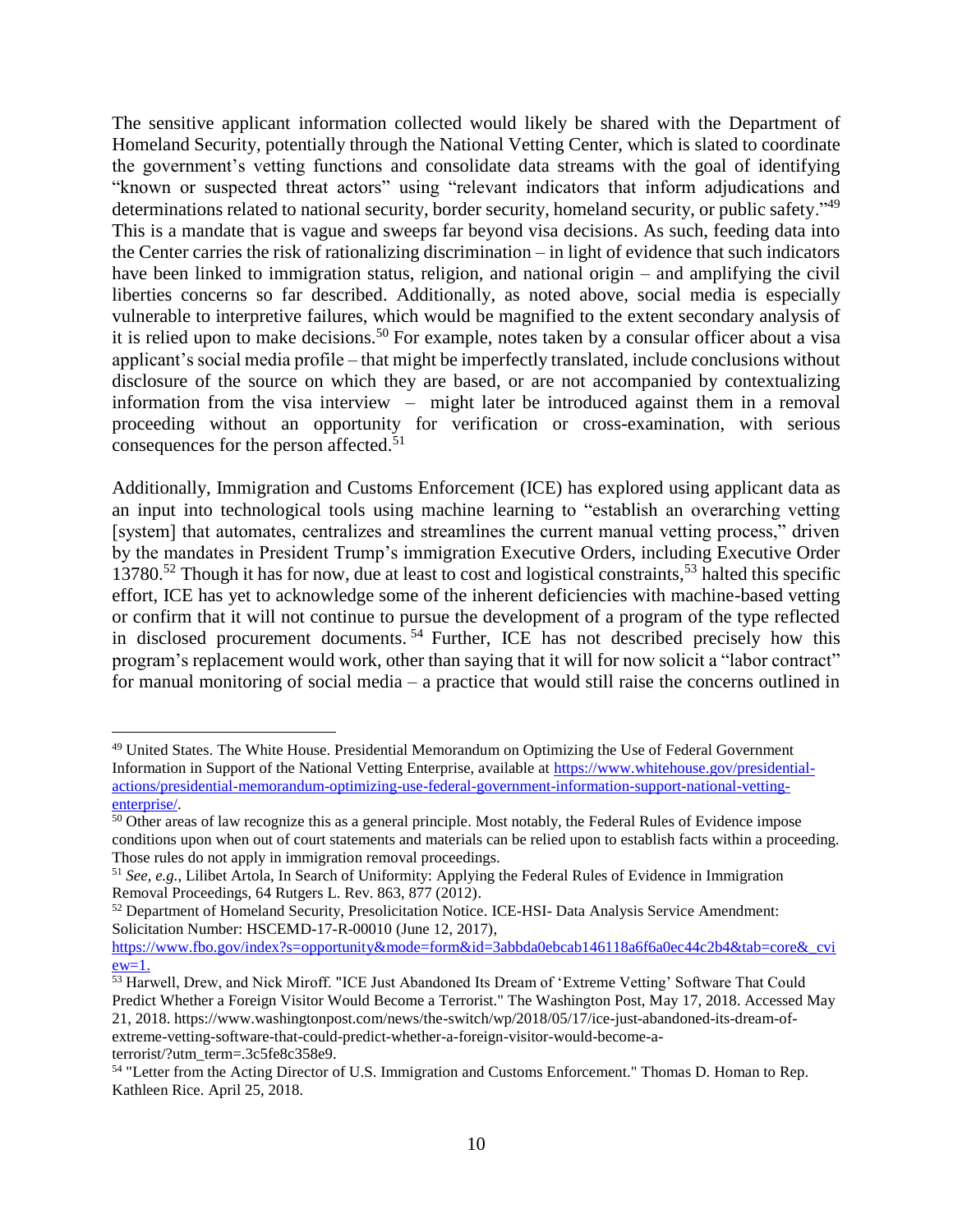The sensitive applicant information collected would likely be shared with the Department of Homeland Security, potentially through the National Vetting Center, which is slated to coordinate the government's vetting functions and consolidate data streams with the goal of identifying "known or suspected threat actors" using "relevant indicators that inform adjudications and determinations related to national security, border security, homeland security, or public safety."[49] This is a mandate that is vague and sweeps far beyond visa decisions. As such, feeding data into the Center carries the risk of rationalizing discrimination – in light of evidence that such indicators have been linked to immigration status, religion, and national origin – and amplifying the civil liberties concerns so far described. Additionally, as noted above, social media is especially vulnerable to interpretive failures, which would be magnified to the extent secondary analysis of it is relied upon to make decisions.[50] For example, notes taken by a consular officer about a visa applicant's social media profile – that might be imperfectly translated, include conclusions without disclosure of the source on which they are based, or are not accompanied by contextualizing information from the visa interview – might later be introduced against them in a removal proceeding without an opportunity for verification or cross-examination, with serious consequences for the person affected.[51]

Additionally, Immigration and Customs Enforcement (ICE) has explored using applicant data as an input into technological tools using machine learning to "establish an overarching vetting [system] that automates, centralizes and streamlines the current manual vetting process," driven by the mandates in President Trump's immigration Executive Orders, including Executive Order 13780.[52] Though it has for now, due at least to cost and logistical constraints,[53] halted this specific effort, ICE has yet to acknowledge some of the inherent deficiencies with machine-based vetting or confirm that it will not continue to pursue the development of a program of the type reflected in disclosed procurement documents.[54] Further, ICE has not described precisely how this program's replacement would work, other than saying that it will for now solicit a "labor contract" for manual monitoring of social media – a practice that would still raise the concerns outlined in

---

[49] United States. The White House. Presidential Memorandum on Optimizing the Use of Federal Government Information in Support of the National Vetting Enterprise, available at https://www.whitehouse.gov/presidential-actions/presidential-memorandum-optimizing-use-federal-government-information-support-national-vetting-enterprise/.

[50] Other areas of law recognize this as a general principle. Most notably, the Federal Rules of Evidence impose conditions upon when out of court statements and materials can be relied upon to establish facts within a proceeding. Those rules do not apply in immigration removal proceedings.

[51] *See, e.g.*, Lilibet Artola, In Search of Uniformity: Applying the Federal Rules of Evidence in Immigration Removal Proceedings, 64 Rutgers L. Rev. 863, 877 (2012).

[52] Department of Homeland Security, Presolicitation Notice. ICE-HSI- Data Analysis Service Amendment: Solicitation Number: HSCEMD-17-R-00010 (June 12, 2017), https://www.fbo.gov/index?s=opportunity&mode=form&id=3abbda0ebcab146118a6f6a0ec44c2b4&tab=core&_cview=1.

[53] Harwell, Drew, and Nick Miroff. "ICE Just Abandoned Its Dream of 'Extreme Vetting' Software That Could Predict Whether a Foreign Visitor Would Become a Terrorist." The Washington Post, May 17, 2018. Accessed May 21, 2018. https://www.washingtonpost.com/news/the-switch/wp/2018/05/17/ice-just-abandoned-its-dream-of-extreme-vetting-software-that-could-predict-whether-a-foreign-visitor-would-become-a-terrorist/?utm_term=.3c5fe8c358e9.

[54] "Letter from the Acting Director of U.S. Immigration and Customs Enforcement." Thomas D. Homan to Rep. Kathleen Rice. April 25, 2018.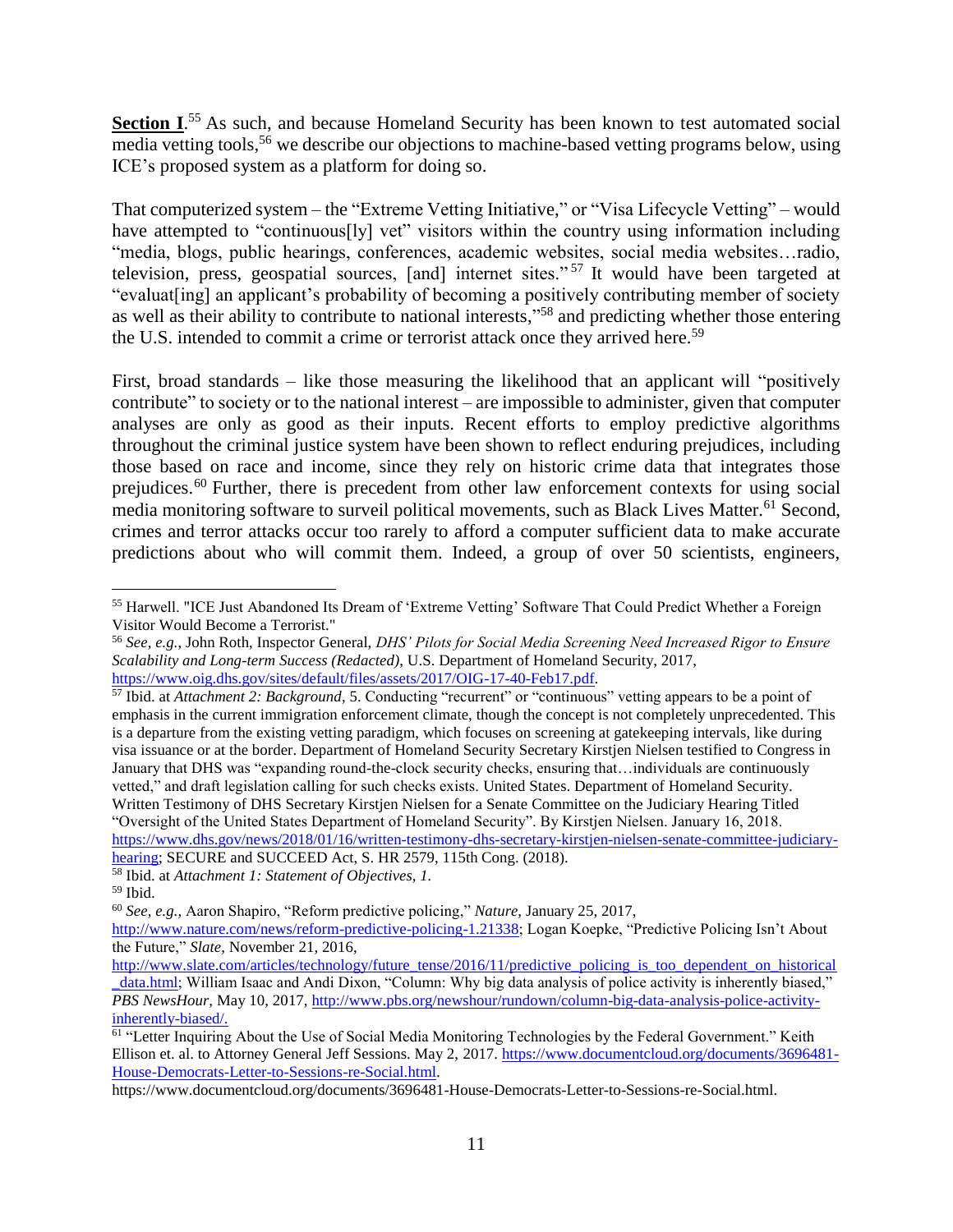**Section I**.[55] As such, and because Homeland Security has been known to test automated social media vetting tools,[56] we describe our objections to machine-based vetting programs below, using ICE's proposed system as a platform for doing so.

That computerized system – the "Extreme Vetting Initiative," or "Visa Lifecycle Vetting" – would have attempted to "continuous[ly] vet" visitors within the country using information including "media, blogs, public hearings, conferences, academic websites, social media websites…radio, television, press, geospatial sources, [and] internet sites."[57] It would have been targeted at "evaluat[ing] an applicant's probability of becoming a positively contributing member of society as well as their ability to contribute to national interests,"[58] and predicting whether those entering the U.S. intended to commit a crime or terrorist attack once they arrived here.[59]

First, broad standards – like those measuring the likelihood that an applicant will "positively contribute" to society or to the national interest – are impossible to administer, given that computer analyses are only as good as their inputs. Recent efforts to employ predictive algorithms throughout the criminal justice system have been shown to reflect enduring prejudices, including those based on race and income, since they rely on historic crime data that integrates those prejudices.[60] Further, there is precedent from other law enforcement contexts for using social media monitoring software to surveil political movements, such as Black Lives Matter.[61] Second, crimes and terror attacks occur too rarely to afford a computer sufficient data to make accurate predictions about who will commit them. Indeed, a group of over 50 scientists, engineers,

---

[55] Harwell. "ICE Just Abandoned Its Dream of 'Extreme Vetting' Software That Could Predict Whether a Foreign Visitor Would Become a Terrorist."

[56] *See, e.g.,* John Roth, Inspector General, *DHS' Pilots for Social Media Screening Need Increased Rigor to Ensure Scalability and Long-term Success (Redacted)*, U.S. Department of Homeland Security, 2017, https://www.oig.dhs.gov/sites/default/files/assets/2017/OIG-17-40-Feb17.pdf.

[57] Ibid. at *Attachment 2: Background*, 5. Conducting "recurrent" or "continuous" vetting appears to be a point of emphasis in the current immigration enforcement climate, though the concept is not completely unprecedented. This is a departure from the existing vetting paradigm, which focuses on screening at gatekeeping intervals, like during visa issuance or at the border. Department of Homeland Security Secretary Kirstjen Nielsen testified to Congress in January that DHS was "expanding round-the-clock security checks, ensuring that…individuals are continuously vetted," and draft legislation calling for such checks exists. United States. Department of Homeland Security. Written Testimony of DHS Secretary Kirstjen Nielsen for a Senate Committee on the Judiciary Hearing Titled "Oversight of the United States Department of Homeland Security". By Kirstjen Nielsen. January 16, 2018. https://www.dhs.gov/news/2018/01/16/written-testimony-dhs-secretary-kirstjen-nielsen-senate-committee-judiciary-hearing; SECURE and SUCCEED Act, S. HR 2579, 115th Cong. (2018).

[58] Ibid. at *Attachment 1: Statement of Objectives, 1.*

[59] Ibid.

[60] *See, e.g.,* Aaron Shapiro, "Reform predictive policing," *Nature,* January 25, 2017, http://www.nature.com/news/reform-predictive-policing-1.21338; Logan Koepke, "Predictive Policing Isn't About the Future," *Slate,* November 21, 2016, http://www.slate.com/articles/technology/future_tense/2016/11/predictive_policing_is_too_dependent_on_historical_data.html; William Isaac and Andi Dixon, "Column: Why big data analysis of police activity is inherently biased," *PBS NewsHour,* May 10, 2017, http://www.pbs.org/newshour/rundown/column-big-data-analysis-police-activity-inherently-biased/.

[61] "Letter Inquiring About the Use of Social Media Monitoring Technologies by the Federal Government." Keith Ellison et. al. to Attorney General Jeff Sessions. May 2, 2017. https://www.documentcloud.org/documents/3696481-House-Democrats-Letter-to-Sessions-re-Social.html.

https://www.documentcloud.org/documents/3696481-House-Democrats-Letter-to-Sessions-re-Social.html.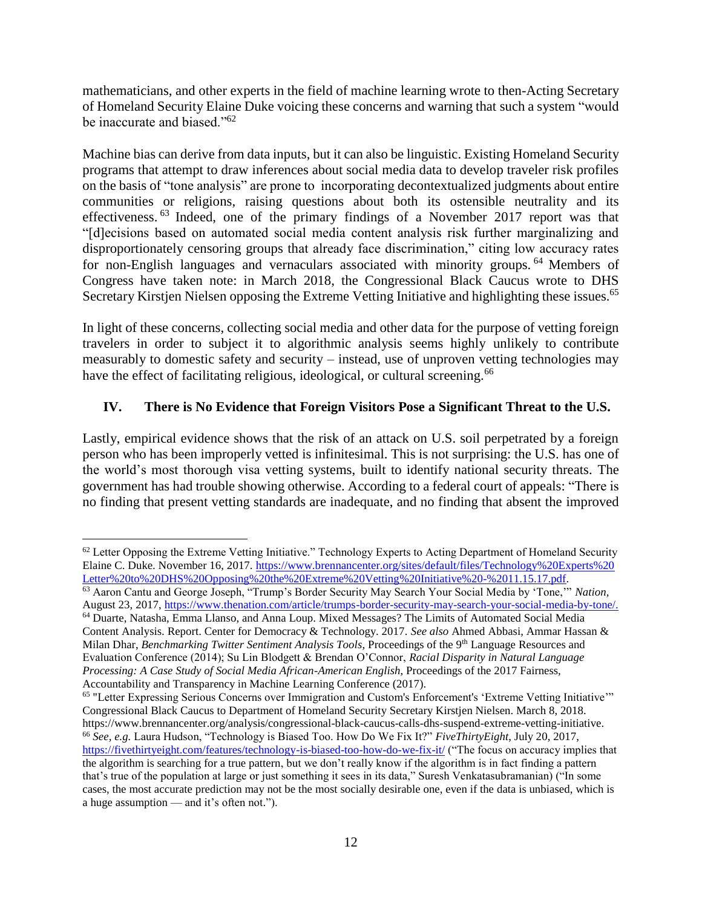mathematicians, and other experts in the field of machine learning wrote to then-Acting Secretary of Homeland Security Elaine Duke voicing these concerns and warning that such a system "would be inaccurate and biased."[62]

Machine bias can derive from data inputs, but it can also be linguistic. Existing Homeland Security programs that attempt to draw inferences about social media data to develop traveler risk profiles on the basis of "tone analysis" are prone to incorporating decontextualized judgments about entire communities or religions, raising questions about both its ostensible neutrality and its effectiveness.[63] Indeed, one of the primary findings of a November 2017 report was that "[d]ecisions based on automated social media content analysis risk further marginalizing and disproportionately censoring groups that already face discrimination," citing low accuracy rates for non-English languages and vernaculars associated with minority groups.[64] Members of Congress have taken note: in March 2018, the Congressional Black Caucus wrote to DHS Secretary Kirstjen Nielsen opposing the Extreme Vetting Initiative and highlighting these issues.[65]

In light of these concerns, collecting social media and other data for the purpose of vetting foreign travelers in order to subject it to algorithmic analysis seems highly unlikely to contribute measurably to domestic safety and security – instead, use of unproven vetting technologies may have the effect of facilitating religious, ideological, or cultural screening.[66]

## IV. There is No Evidence that Foreign Visitors Pose a Significant Threat to the U.S.

Lastly, empirical evidence shows that the risk of an attack on U.S. soil perpetrated by a foreign person who has been improperly vetted is infinitesimal. This is not surprising: the U.S. has one of the world's most thorough visa vetting systems, built to identify national security threats. The government has had trouble showing otherwise. According to a federal court of appeals: "There is no finding that present vetting standards are inadequate, and no finding that absent the improved

---

[62] Letter Opposing the Extreme Vetting Initiative." Technology Experts to Acting Department of Homeland Security Elaine C. Duke. November 16, 2017. https://www.brennancenter.org/sites/default/files/Technology%20Experts%20Letter%20to%20DHS%20Opposing%20the%20Extreme%20Vetting%20Initiative%20-%2011.15.17.pdf.

[63] Aaron Cantu and George Joseph, "Trump's Border Security May Search Your Social Media by 'Tone,'" *Nation*, August 23, 2017, https://www.thenation.com/article/trumps-border-security-may-search-your-social-media-by-tone/.

[64] Duarte, Natasha, Emma Llanso, and Anna Loup. Mixed Messages? The Limits of Automated Social Media Content Analysis. Report. Center for Democracy & Technology. 2017. *See also* Ahmed Abbasi, Ammar Hassan & Milan Dhar, *Benchmarking Twitter Sentiment Analysis Tools*, Proceedings of the 9th Language Resources and Evaluation Conference (2014); Su Lin Blodgett & Brendan O'Connor, *Racial Disparity in Natural Language Processing: A Case Study of Social Media African-American English*, Proceedings of the 2017 Fairness, Accountability and Transparency in Machine Learning Conference (2017).

[65] "Letter Expressing Serious Concerns over Immigration and Custom's Enforcement's 'Extreme Vetting Initiative'" Congressional Black Caucus to Department of Homeland Security Secretary Kirstjen Nielsen. March 8, 2018. https://www.brennancenter.org/analysis/congressional-black-caucus-calls-dhs-suspend-extreme-vetting-initiative.

[66] *See, e.g.* Laura Hudson, "Technology is Biased Too. How Do We Fix It?" *FiveThirtyEight*, July 20, 2017, https://fivethirtyeight.com/features/technology-is-biased-too-how-do-we-fix-it/ ("The focus on accuracy implies that the algorithm is searching for a true pattern, but we don't really know if the algorithm is in fact finding a pattern that's true of the population at large or just something it sees in its data," Suresh Venkatasubramanian) ("In some cases, the most accurate prediction may not be the most socially desirable one, even if the data is unbiased, which is a huge assumption — and it's often not.").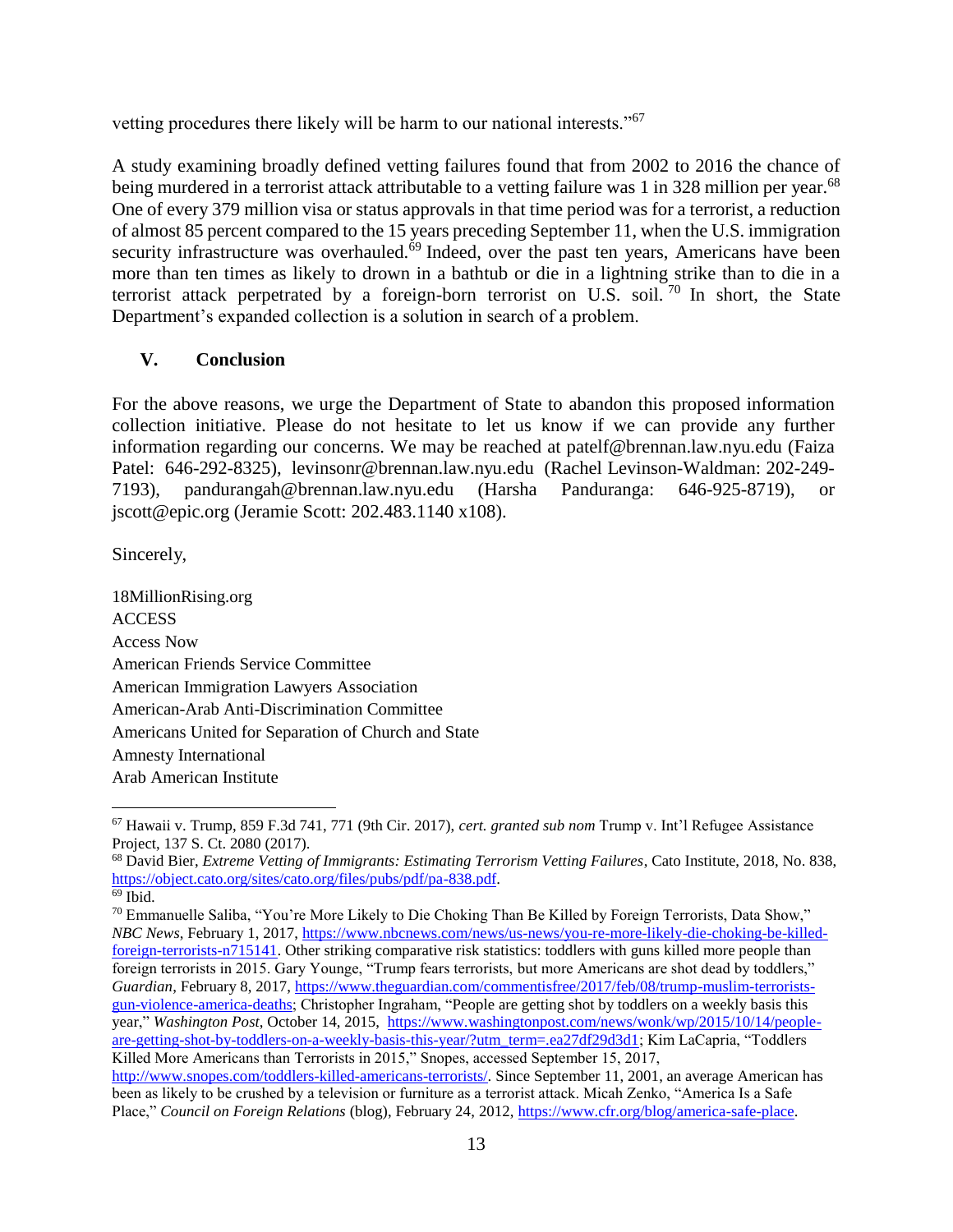vetting procedures there likely will be harm to our national interests."[67]

A study examining broadly defined vetting failures found that from 2002 to 2016 the chance of being murdered in a terrorist attack attributable to a vetting failure was 1 in 328 million per year.[68] One of every 379 million visa or status approvals in that time period was for a terrorist, a reduction of almost 85 percent compared to the 15 years preceding September 11, when the U.S. immigration security infrastructure was overhauled.[69] Indeed, over the past ten years, Americans have been more than ten times as likely to drown in a bathtub or die in a lightning strike than to die in a terrorist attack perpetrated by a foreign-born terrorist on U.S. soil.[70] In short, the State Department's expanded collection is a solution in search of a problem.

## V. Conclusion

For the above reasons, we urge the Department of State to abandon this proposed information collection initiative. Please do not hesitate to let us know if we can provide any further information regarding our concerns. We may be reached at patelf@brennan.law.nyu.edu (Faiza Patel: 646-292-8325), levinsonr@brennan.law.nyu.edu (Rachel Levinson-Waldman: 202-249-7193), pandurangah@brennan.law.nyu.edu (Harsha Panduranga: 646-925-8719), or jscott@epic.org (Jeramie Scott: 202.483.1140 x108).

Sincerely,

18MillionRising.org
ACCESS
Access Now
American Friends Service Committee
American Immigration Lawyers Association
American-Arab Anti-Discrimination Committee
Americans United for Separation of Church and State
Amnesty International
Arab American Institute

---

[67] Hawaii v. Trump, 859 F.3d 741, 771 (9th Cir. 2017), *cert. granted sub nom* Trump v. Int'l Refugee Assistance Project, 137 S. Ct. 2080 (2017).

[68] David Bier, *Extreme Vetting of Immigrants: Estimating Terrorism Vetting Failures*, Cato Institute, 2018, No. 838, https://object.cato.org/sites/cato.org/files/pubs/pdf/pa-838.pdf.

[69] Ibid.

[70] Emmanuelle Saliba, "You're More Likely to Die Choking Than Be Killed by Foreign Terrorists, Data Show," *NBC News*, February 1, 2017, https://www.nbcnews.com/news/us-news/you-re-more-likely-die-choking-be-killed-foreign-terrorists-n715141. Other striking comparative risk statistics: toddlers with guns killed more people than foreign terrorists in 2015. Gary Younge, "Trump fears terrorists, but more Americans are shot dead by toddlers," *Guardian*, February 8, 2017, https://www.theguardian.com/commentisfree/2017/feb/08/trump-muslim-terrorists-gun-violence-america-deaths; Christopher Ingraham, "People are getting shot by toddlers on a weekly basis this year," *Washington Post*, October 14, 2015, https://www.washingtonpost.com/news/wonk/wp/2015/10/14/people-are-getting-shot-by-toddlers-on-a-weekly-basis-this-year/?utm_term=.ea27df29d3d1; Kim LaCapria, "Toddlers Killed More Americans than Terrorists in 2015," Snopes, accessed September 15, 2017, http://www.snopes.com/toddlers-killed-americans-terrorists/. Since September 11, 2001, an average American has been as likely to be crushed by a television or furniture as a terrorist attack. Micah Zenko, "America Is a Safe Place," *Council on Foreign Relations* (blog), February 24, 2012, https://www.cfr.org/blog/america-safe-place.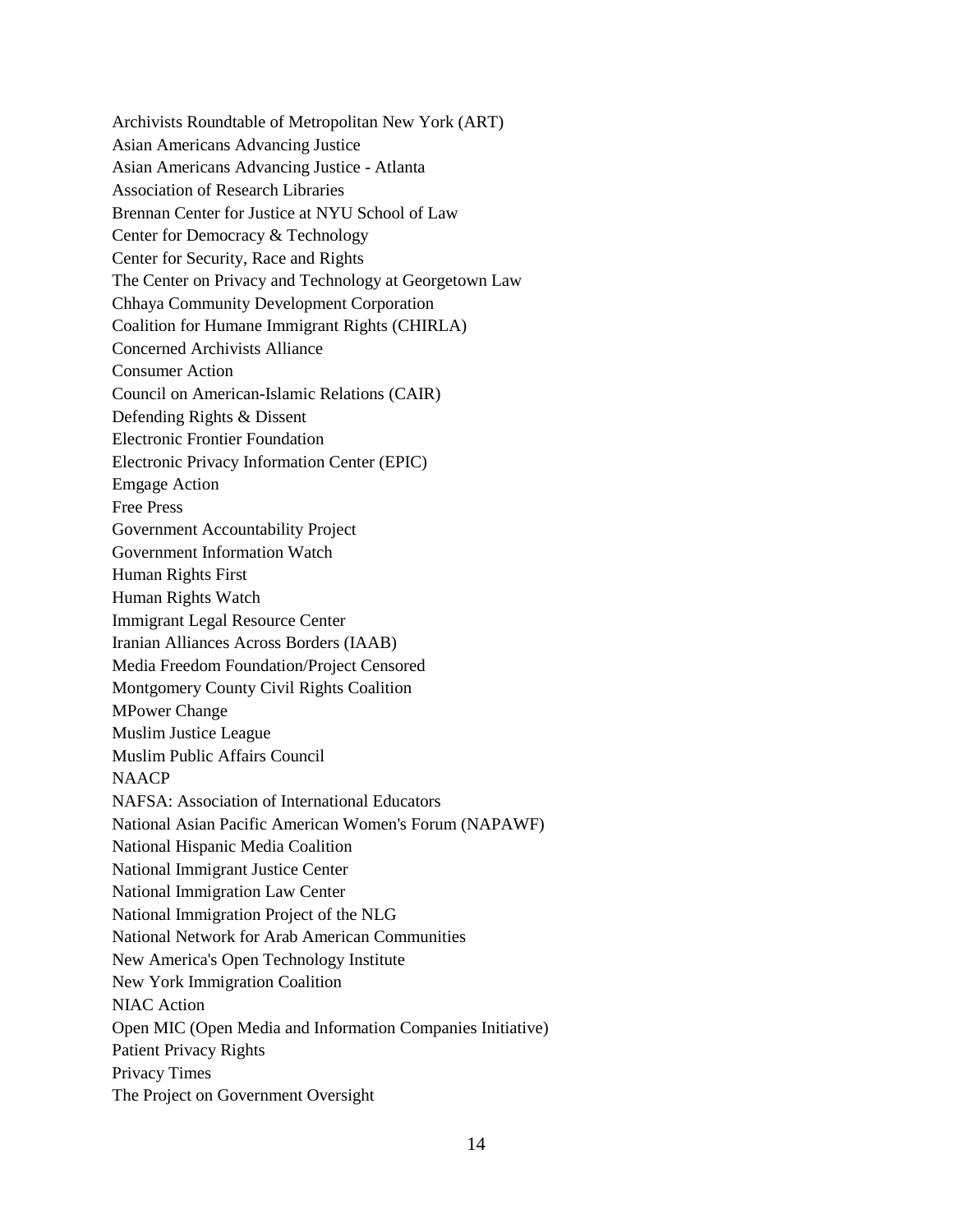Archivists Roundtable of Metropolitan New York (ART)
Asian Americans Advancing Justice
Asian Americans Advancing Justice - Atlanta
Association of Research Libraries
Brennan Center for Justice at NYU School of Law
Center for Democracy & Technology
Center for Security, Race and Rights
The Center on Privacy and Technology at Georgetown Law
Chhaya Community Development Corporation
Coalition for Humane Immigrant Rights (CHIRLA)
Concerned Archivists Alliance
Consumer Action
Council on American-Islamic Relations (CAIR)
Defending Rights & Dissent
Electronic Frontier Foundation
Electronic Privacy Information Center (EPIC)
Emgage Action
Free Press
Government Accountability Project
Government Information Watch
Human Rights First
Human Rights Watch
Immigrant Legal Resource Center
Iranian Alliances Across Borders (IAAB)
Media Freedom Foundation/Project Censored
Montgomery County Civil Rights Coalition
MPower Change
Muslim Justice League
Muslim Public Affairs Council
NAACP
NAFSA: Association of International Educators
National Asian Pacific American Women's Forum (NAPAWF)
National Hispanic Media Coalition
National Immigrant Justice Center
National Immigration Law Center
National Immigration Project of the NLG
National Network for Arab American Communities
New America's Open Technology Institute
New York Immigration Coalition
NIAC Action
Open MIC (Open Media and Information Companies Initiative)
Patient Privacy Rights
Privacy Times
The Project on Government Oversight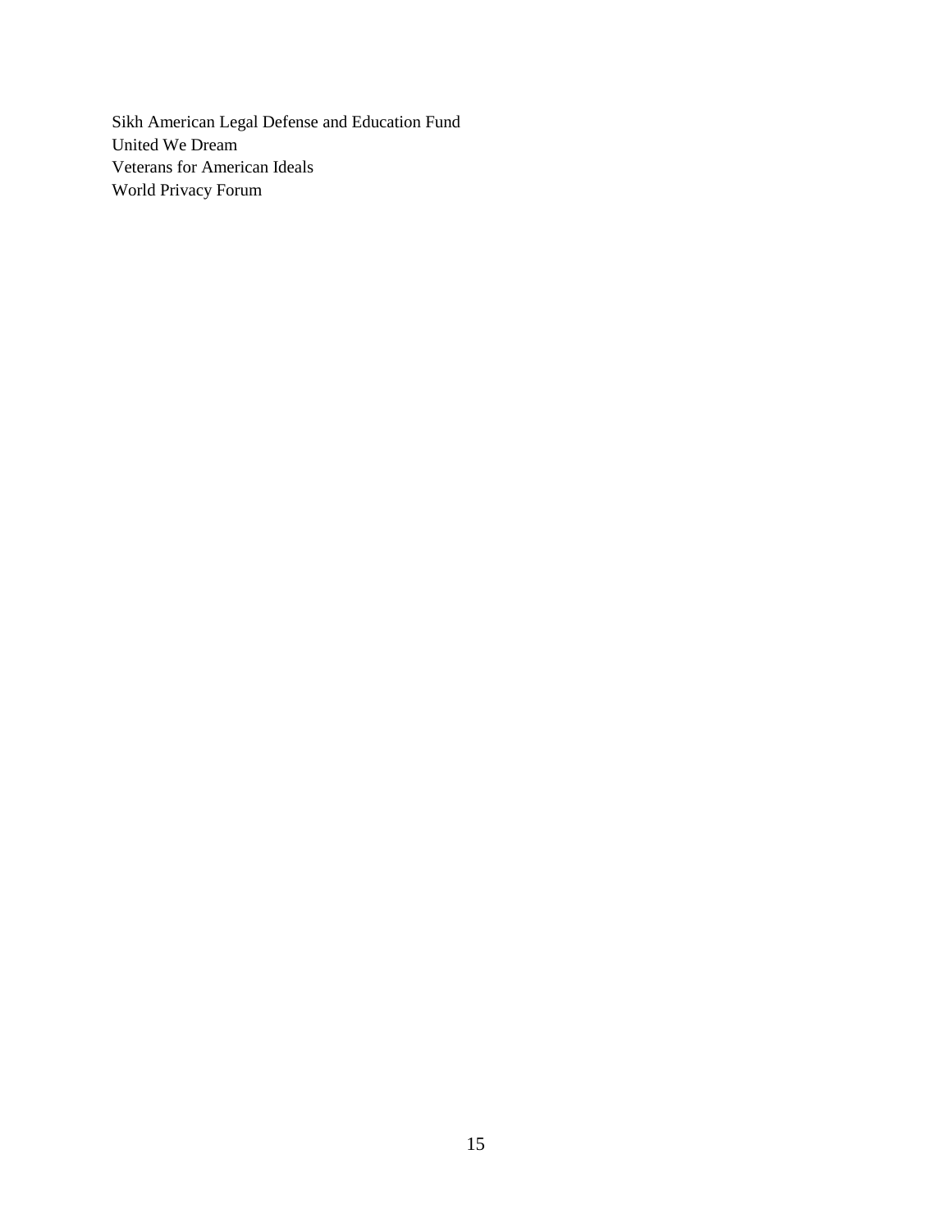Sikh American Legal Defense and Education Fund
United We Dream
Veterans for American Ideals
World Privacy Forum